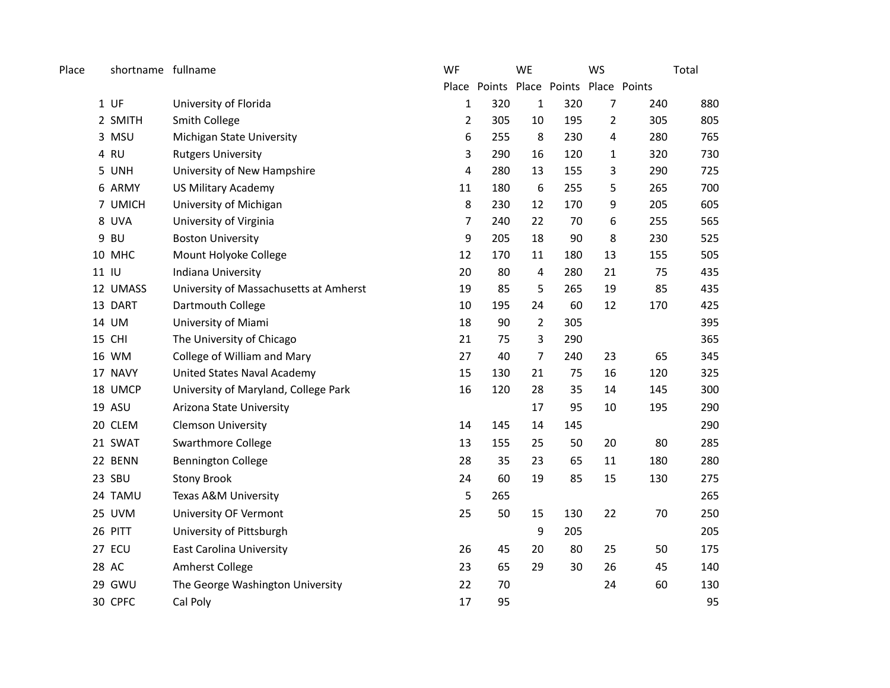| Place | shortname | fullname | WF | | WE | | WS | | Total |
|---|---|---|---|---|---|---|---|---|---|
| | | | Place | Points | Place | Points | Place | Points | |
| 1 | UF | University of Florida | 1 | 320 | 1 | 320 | 7 | 240 | 880 |
| 2 | SMITH | Smith College | 2 | 305 | 10 | 195 | 2 | 305 | 805 |
| 3 | MSU | Michigan State University | 6 | 255 | 8 | 230 | 4 | 280 | 765 |
| 4 | RU | Rutgers University | 3 | 290 | 16 | 120 | 1 | 320 | 730 |
| 5 | UNH | University of New Hampshire | 4 | 280 | 13 | 155 | 3 | 290 | 725 |
| 6 | ARMY | US Military Academy | 11 | 180 | 6 | 255 | 5 | 265 | 700 |
| 7 | UMICH | University of Michigan | 8 | 230 | 12 | 170 | 9 | 205 | 605 |
| 8 | UVA | University of Virginia | 7 | 240 | 22 | 70 | 6 | 255 | 565 |
| 9 | BU | Boston University | 9 | 205 | 18 | 90 | 8 | 230 | 525 |
| 10 | MHC | Mount Holyoke College | 12 | 170 | 11 | 180 | 13 | 155 | 505 |
| 11 | IU | Indiana University | 20 | 80 | 4 | 280 | 21 | 75 | 435 |
| 12 | UMASS | University of Massachusetts at Amherst | 19 | 85 | 5 | 265 | 19 | 85 | 435 |
| 13 | DART | Dartmouth College | 10 | 195 | 24 | 60 | 12 | 170 | 425 |
| 14 | UM | University of Miami | 18 | 90 | 2 | 305 | | | 395 |
| 15 | CHI | The University of Chicago | 21 | 75 | 3 | 290 | | | 365 |
| 16 | WM | College of William and Mary | 27 | 40 | 7 | 240 | 23 | 65 | 345 |
| 17 | NAVY | United States Naval Academy | 15 | 130 | 21 | 75 | 16 | 120 | 325 |
| 18 | UMCP | University of Maryland, College Park | 16 | 120 | 28 | 35 | 14 | 145 | 300 |
| 19 | ASU | Arizona State University | | | 17 | 95 | 10 | 195 | 290 |
| 20 | CLEM | Clemson University | 14 | 145 | 14 | 145 | | | 290 |
| 21 | SWAT | Swarthmore College | 13 | 155 | 25 | 50 | 20 | 80 | 285 |
| 22 | BENN | Bennington College | 28 | 35 | 23 | 65 | 11 | 180 | 280 |
| 23 | SBU | Stony Brook | 24 | 60 | 19 | 85 | 15 | 130 | 275 |
| 24 | TAMU | Texas A&M University | 5 | 265 | | | | | 265 |
| 25 | UVM | University OF Vermont | 25 | 50 | 15 | 130 | 22 | 70 | 250 |
| 26 | PITT | University of Pittsburgh | | | 9 | 205 | | | 205 |
| 27 | ECU | East Carolina University | 26 | 45 | 20 | 80 | 25 | 50 | 175 |
| 28 | AC | Amherst College | 23 | 65 | 29 | 30 | 26 | 45 | 140 |
| 29 | GWU | The George Washington University | 22 | 70 | | | 24 | 60 | 130 |
| 30 | CPFC | Cal Poly | 17 | 95 | | | | | 95 |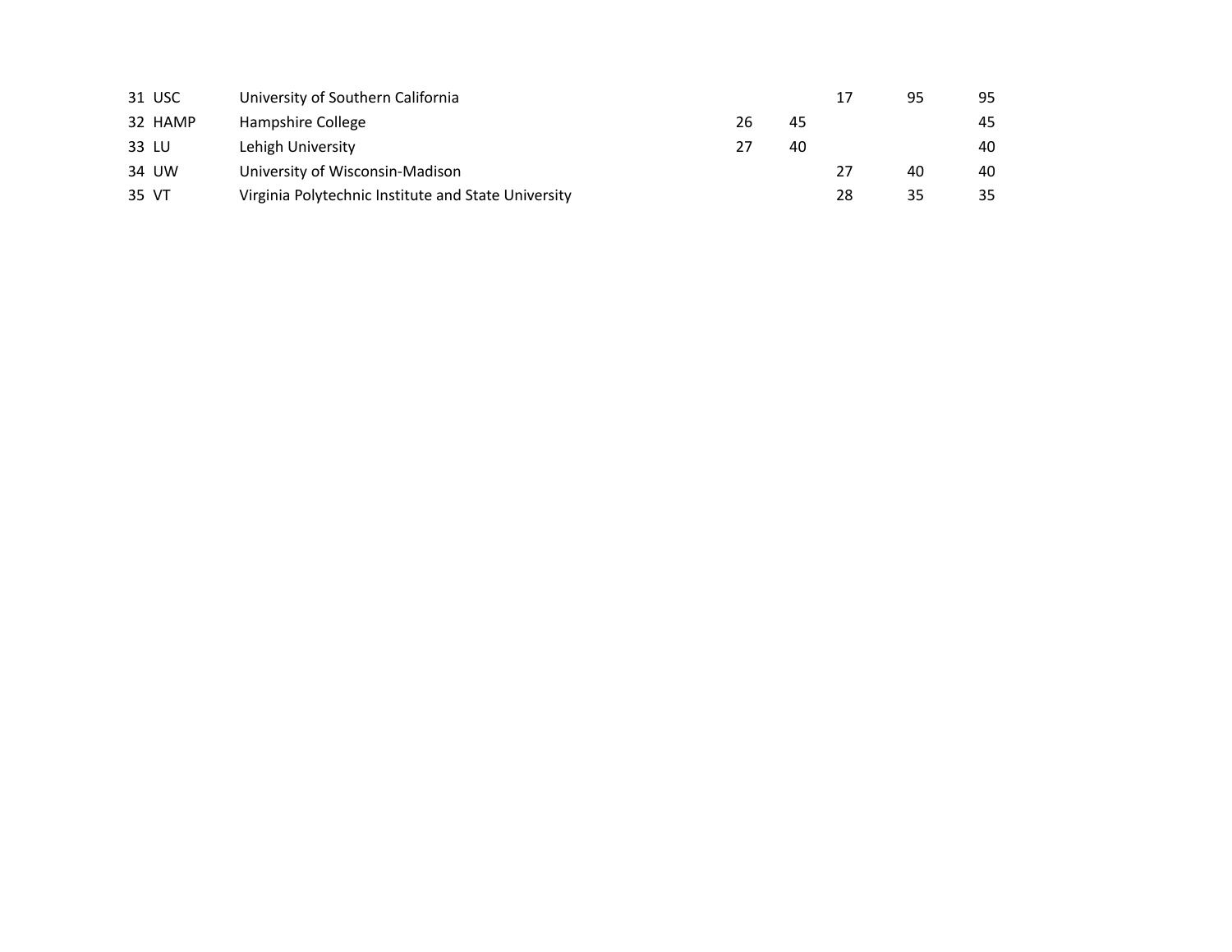| | | | | | | | |
|---|---|---|---|---|---|---|---|
| 31 | USC | University of Southern California | | | 17 | 95 | 95 |
| 32 | HAMP | Hampshire College | 26 | 45 | | | 45 |
| 33 | LU | Lehigh University | 27 | 40 | | | 40 |
| 34 | UW | University of Wisconsin-Madison | | | 27 | 40 | 40 |
| 35 | VT | Virginia Polytechnic Institute and State University | | | 28 | 35 | 35 |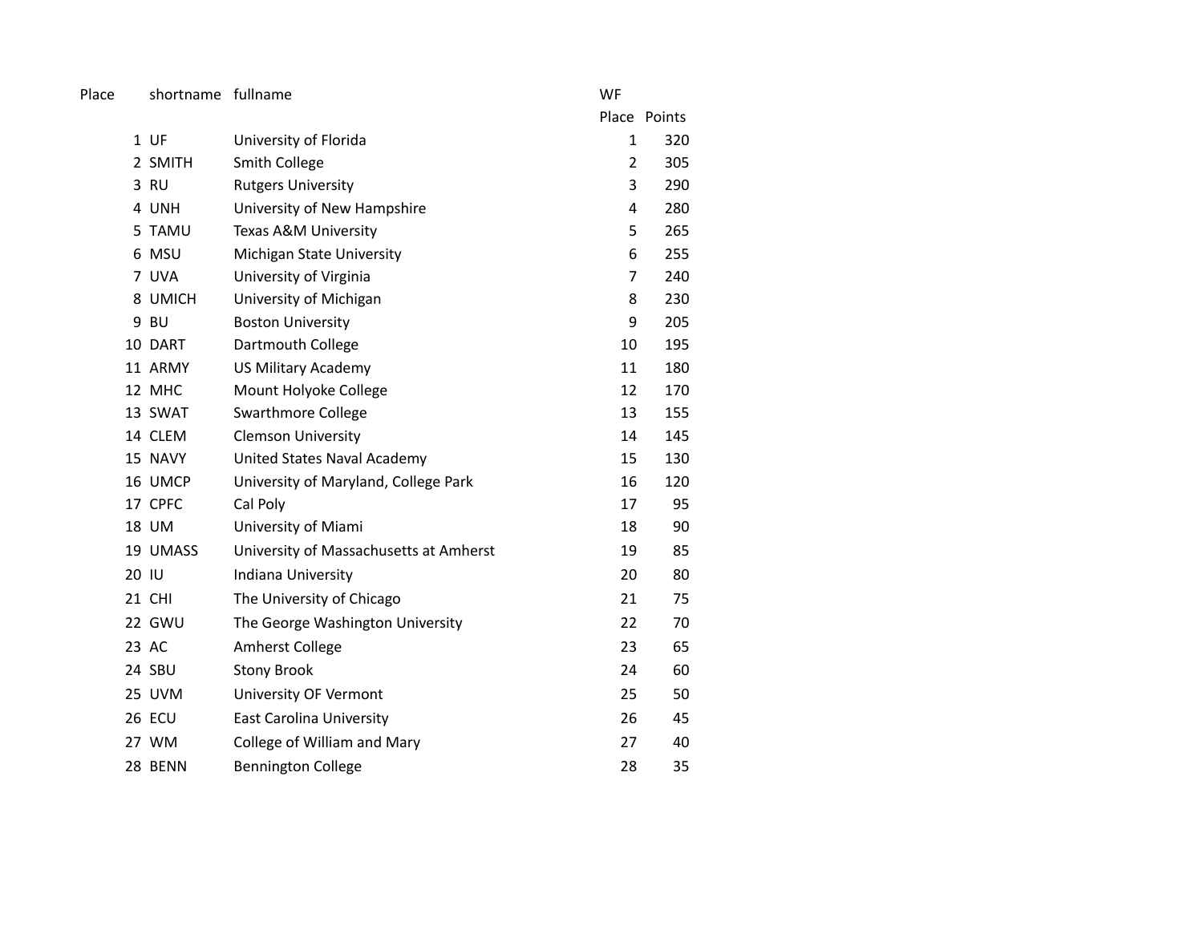| Place | shortname | fullname | WF Place | Points |
|---|---|---|---|---|
| 1 | UF | University of Florida | 1 | 320 |
| 2 | SMITH | Smith College | 2 | 305 |
| 3 | RU | Rutgers University | 3 | 290 |
| 4 | UNH | University of New Hampshire | 4 | 280 |
| 5 | TAMU | Texas A&M University | 5 | 265 |
| 6 | MSU | Michigan State University | 6 | 255 |
| 7 | UVA | University of Virginia | 7 | 240 |
| 8 | UMICH | University of Michigan | 8 | 230 |
| 9 | BU | Boston University | 9 | 205 |
| 10 | DART | Dartmouth College | 10 | 195 |
| 11 | ARMY | US Military Academy | 11 | 180 |
| 12 | MHC | Mount Holyoke College | 12 | 170 |
| 13 | SWAT | Swarthmore College | 13 | 155 |
| 14 | CLEM | Clemson University | 14 | 145 |
| 15 | NAVY | United States Naval Academy | 15 | 130 |
| 16 | UMCP | University of Maryland, College Park | 16 | 120 |
| 17 | CPFC | Cal Poly | 17 | 95 |
| 18 | UM | University of Miami | 18 | 90 |
| 19 | UMASS | University of Massachusetts at Amherst | 19 | 85 |
| 20 | IU | Indiana University | 20 | 80 |
| 21 | CHI | The University of Chicago | 21 | 75 |
| 22 | GWU | The George Washington University | 22 | 70 |
| 23 | AC | Amherst College | 23 | 65 |
| 24 | SBU | Stony Brook | 24 | 60 |
| 25 | UVM | University OF Vermont | 25 | 50 |
| 26 | ECU | East Carolina University | 26 | 45 |
| 27 | WM | College of William and Mary | 27 | 40 |
| 28 | BENN | Bennington College | 28 | 35 |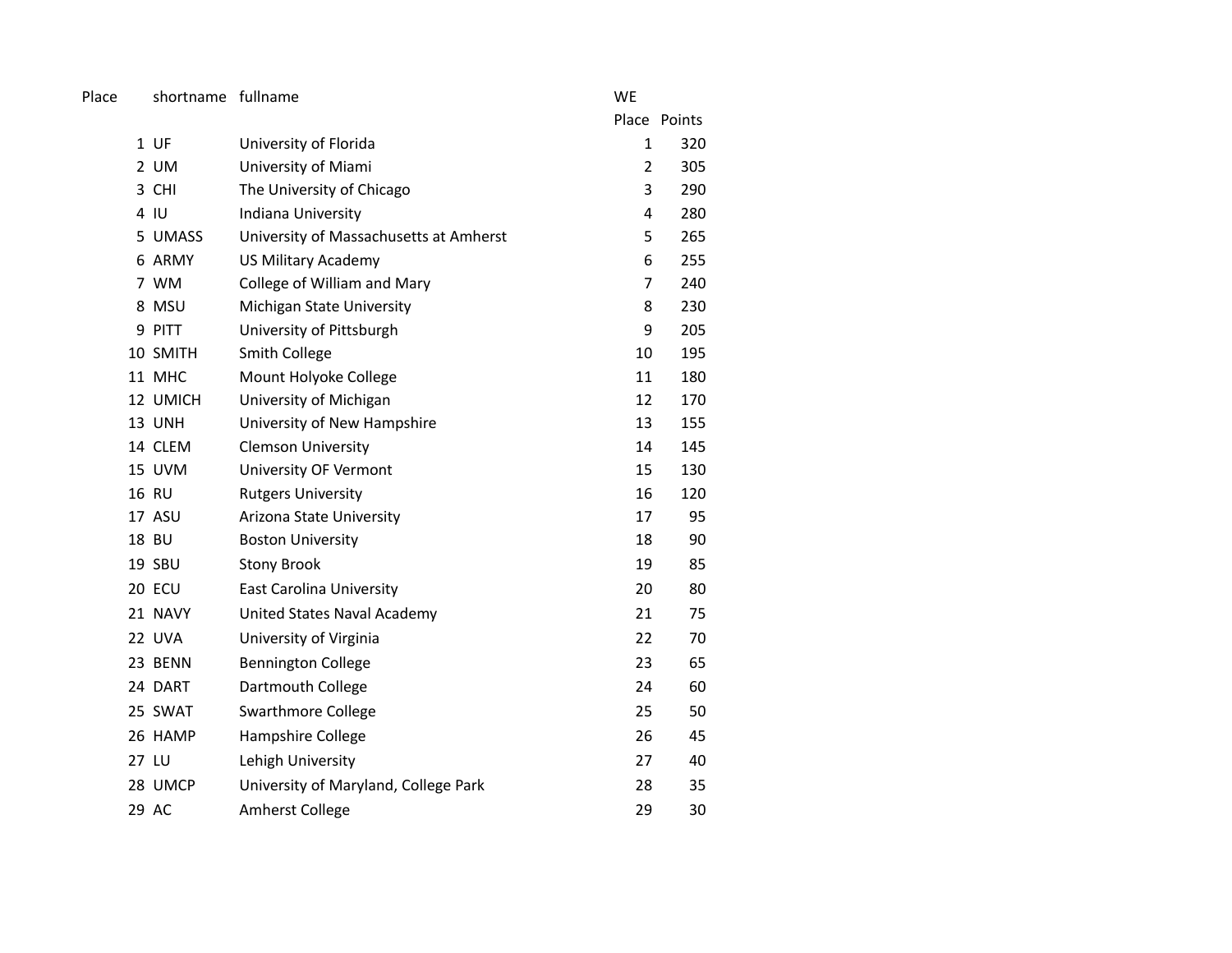| Place | shortname | fullname | WE | |
|---|---|---|---|---|
| | | | Place | Points |
| 1 | UF | University of Florida | 1 | 320 |
| 2 | UM | University of Miami | 2 | 305 |
| 3 | CHI | The University of Chicago | 3 | 290 |
| 4 | IU | Indiana University | 4 | 280 |
| 5 | UMASS | University of Massachusetts at Amherst | 5 | 265 |
| 6 | ARMY | US Military Academy | 6 | 255 |
| 7 | WM | College of William and Mary | 7 | 240 |
| 8 | MSU | Michigan State University | 8 | 230 |
| 9 | PITT | University of Pittsburgh | 9 | 205 |
| 10 | SMITH | Smith College | 10 | 195 |
| 11 | MHC | Mount Holyoke College | 11 | 180 |
| 12 | UMICH | University of Michigan | 12 | 170 |
| 13 | UNH | University of New Hampshire | 13 | 155 |
| 14 | CLEM | Clemson University | 14 | 145 |
| 15 | UVM | University OF Vermont | 15 | 130 |
| 16 | RU | Rutgers University | 16 | 120 |
| 17 | ASU | Arizona State University | 17 | 95 |
| 18 | BU | Boston University | 18 | 90 |
| 19 | SBU | Stony Brook | 19 | 85 |
| 20 | ECU | East Carolina University | 20 | 80 |
| 21 | NAVY | United States Naval Academy | 21 | 75 |
| 22 | UVA | University of Virginia | 22 | 70 |
| 23 | BENN | Bennington College | 23 | 65 |
| 24 | DART | Dartmouth College | 24 | 60 |
| 25 | SWAT | Swarthmore College | 25 | 50 |
| 26 | HAMP | Hampshire College | 26 | 45 |
| 27 | LU | Lehigh University | 27 | 40 |
| 28 | UMCP | University of Maryland, College Park | 28 | 35 |
| 29 | AC | Amherst College | 29 | 30 |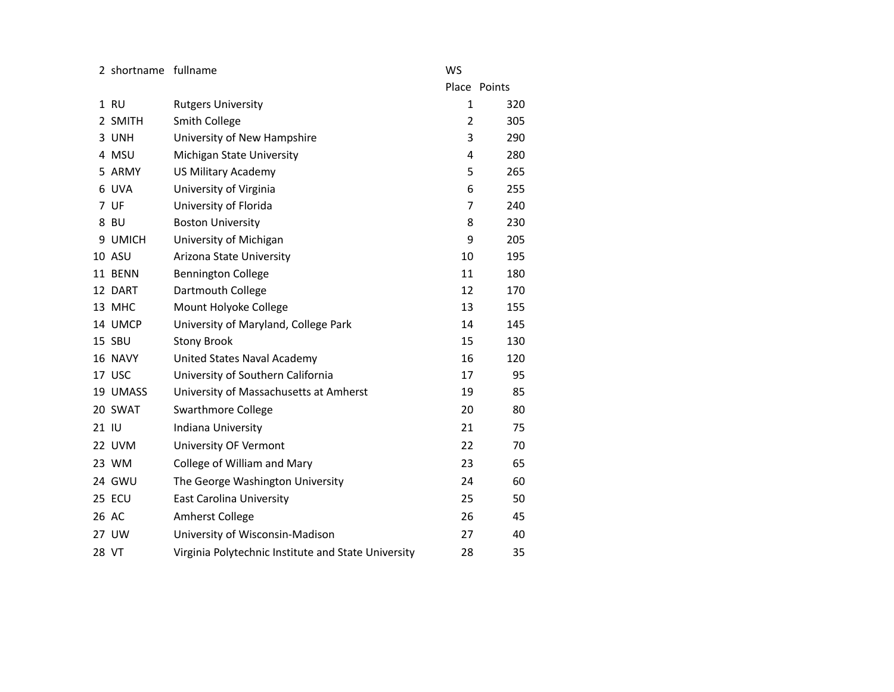| 2 | shortname | fullname | WS | |
|---|---|---|---|---|
| | | | Place | Points |
| 1 | RU | Rutgers University | 1 | 320 |
| 2 | SMITH | Smith College | 2 | 305 |
| 3 | UNH | University of New Hampshire | 3 | 290 |
| 4 | MSU | Michigan State University | 4 | 280 |
| 5 | ARMY | US Military Academy | 5 | 265 |
| 6 | UVA | University of Virginia | 6 | 255 |
| 7 | UF | University of Florida | 7 | 240 |
| 8 | BU | Boston University | 8 | 230 |
| 9 | UMICH | University of Michigan | 9 | 205 |
| 10 | ASU | Arizona State University | 10 | 195 |
| 11 | BENN | Bennington College | 11 | 180 |
| 12 | DART | Dartmouth College | 12 | 170 |
| 13 | MHC | Mount Holyoke College | 13 | 155 |
| 14 | UMCP | University of Maryland, College Park | 14 | 145 |
| 15 | SBU | Stony Brook | 15 | 130 |
| 16 | NAVY | United States Naval Academy | 16 | 120 |
| 17 | USC | University of Southern California | 17 | 95 |
| 19 | UMASS | University of Massachusetts at Amherst | 19 | 85 |
| 20 | SWAT | Swarthmore College | 20 | 80 |
| 21 | IU | Indiana University | 21 | 75 |
| 22 | UVM | University OF Vermont | 22 | 70 |
| 23 | WM | College of William and Mary | 23 | 65 |
| 24 | GWU | The George Washington University | 24 | 60 |
| 25 | ECU | East Carolina University | 25 | 50 |
| 26 | AC | Amherst College | 26 | 45 |
| 27 | UW | University of Wisconsin-Madison | 27 | 40 |
| 28 | VT | Virginia Polytechnic Institute and State University | 28 | 35 |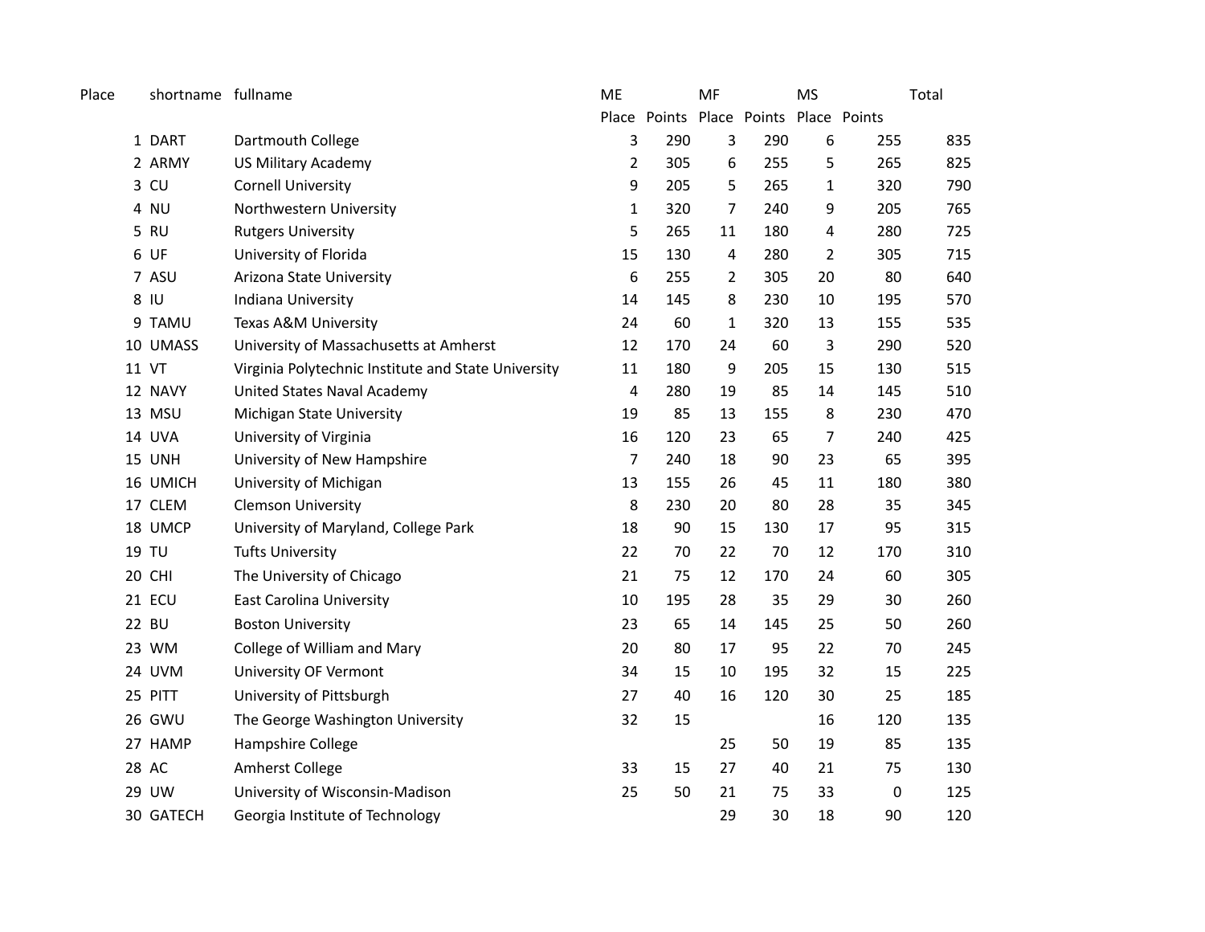| Place | shortname | fullname | ME | | MF | | MS | | Total |
|---|---|---|---|---|---|---|---|---|---|
| | | | Place | Points | Place | Points | Place | Points | |
| 1 | DART | Dartmouth College | 3 | 290 | 3 | 290 | 6 | 255 | 835 |
| 2 | ARMY | US Military Academy | 2 | 305 | 6 | 255 | 5 | 265 | 825 |
| 3 | CU | Cornell University | 9 | 205 | 5 | 265 | 1 | 320 | 790 |
| 4 | NU | Northwestern University | 1 | 320 | 7 | 240 | 9 | 205 | 765 |
| 5 | RU | Rutgers University | 5 | 265 | 11 | 180 | 4 | 280 | 725 |
| 6 | UF | University of Florida | 15 | 130 | 4 | 280 | 2 | 305 | 715 |
| 7 | ASU | Arizona State University | 6 | 255 | 2 | 305 | 20 | 80 | 640 |
| 8 | IU | Indiana University | 14 | 145 | 8 | 230 | 10 | 195 | 570 |
| 9 | TAMU | Texas A&M University | 24 | 60 | 1 | 320 | 13 | 155 | 535 |
| 10 | UMASS | University of Massachusetts at Amherst | 12 | 170 | 24 | 60 | 3 | 290 | 520 |
| 11 | VT | Virginia Polytechnic Institute and State University | 11 | 180 | 9 | 205 | 15 | 130 | 515 |
| 12 | NAVY | United States Naval Academy | 4 | 280 | 19 | 85 | 14 | 145 | 510 |
| 13 | MSU | Michigan State University | 19 | 85 | 13 | 155 | 8 | 230 | 470 |
| 14 | UVA | University of Virginia | 16 | 120 | 23 | 65 | 7 | 240 | 425 |
| 15 | UNH | University of New Hampshire | 7 | 240 | 18 | 90 | 23 | 65 | 395 |
| 16 | UMICH | University of Michigan | 13 | 155 | 26 | 45 | 11 | 180 | 380 |
| 17 | CLEM | Clemson University | 8 | 230 | 20 | 80 | 28 | 35 | 345 |
| 18 | UMCP | University of Maryland, College Park | 18 | 90 | 15 | 130 | 17 | 95 | 315 |
| 19 | TU | Tufts University | 22 | 70 | 22 | 70 | 12 | 170 | 310 |
| 20 | CHI | The University of Chicago | 21 | 75 | 12 | 170 | 24 | 60 | 305 |
| 21 | ECU | East Carolina University | 10 | 195 | 28 | 35 | 29 | 30 | 260 |
| 22 | BU | Boston University | 23 | 65 | 14 | 145 | 25 | 50 | 260 |
| 23 | WM | College of William and Mary | 20 | 80 | 17 | 95 | 22 | 70 | 245 |
| 24 | UVM | University OF Vermont | 34 | 15 | 10 | 195 | 32 | 15 | 225 |
| 25 | PITT | University of Pittsburgh | 27 | 40 | 16 | 120 | 30 | 25 | 185 |
| 26 | GWU | The George Washington University | 32 | 15 | | | 16 | 120 | 135 |
| 27 | HAMP | Hampshire College | | | 25 | 50 | 19 | 85 | 135 |
| 28 | AC | Amherst College | 33 | 15 | 27 | 40 | 21 | 75 | 130 |
| 29 | UW | University of Wisconsin-Madison | 25 | 50 | 21 | 75 | 33 | 0 | 125 |
| 30 | GATECH | Georgia Institute of Technology | | | 29 | 30 | 18 | 90 | 120 |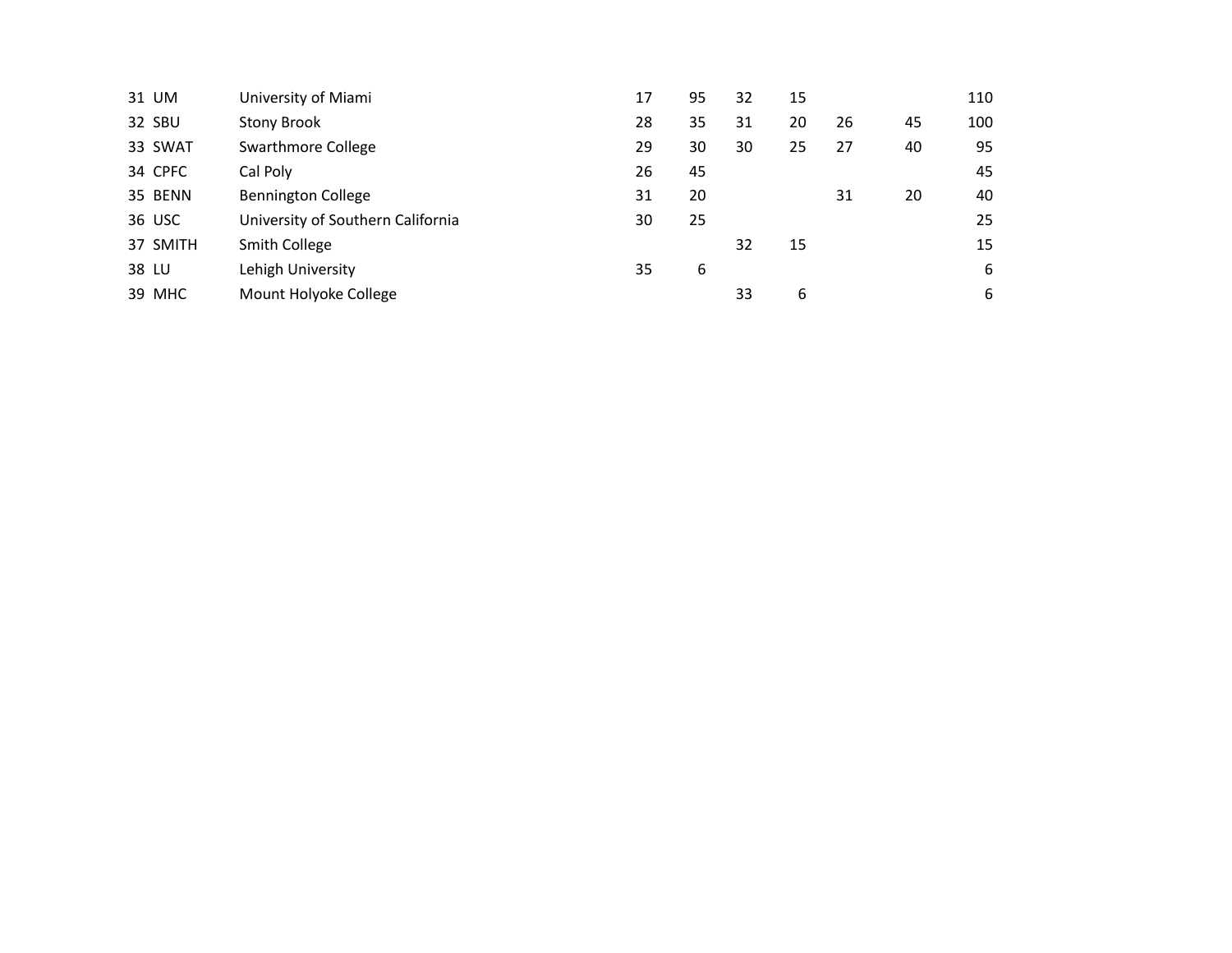| | | | | | | | | |
|---|---|---|---|---|---|---|---|---|
| 31 | UM | University of Miami | 17 | 95 | 32 | 15 | | | 110 |
| 32 | SBU | Stony Brook | 28 | 35 | 31 | 20 | 26 | 45 | 100 |
| 33 | SWAT | Swarthmore College | 29 | 30 | 30 | 25 | 27 | 40 | 95 |
| 34 | CPFC | Cal Poly | 26 | 45 | | | | | 45 |
| 35 | BENN | Bennington College | 31 | 20 | | | 31 | 20 | 40 |
| 36 | USC | University of Southern California | 30 | 25 | | | | | 25 |
| 37 | SMITH | Smith College | | | 32 | 15 | | | 15 |
| 38 | LU | Lehigh University | 35 | 6 | | | | | 6 |
| 39 | MHC | Mount Holyoke College | | | 33 | 6 | | | 6 |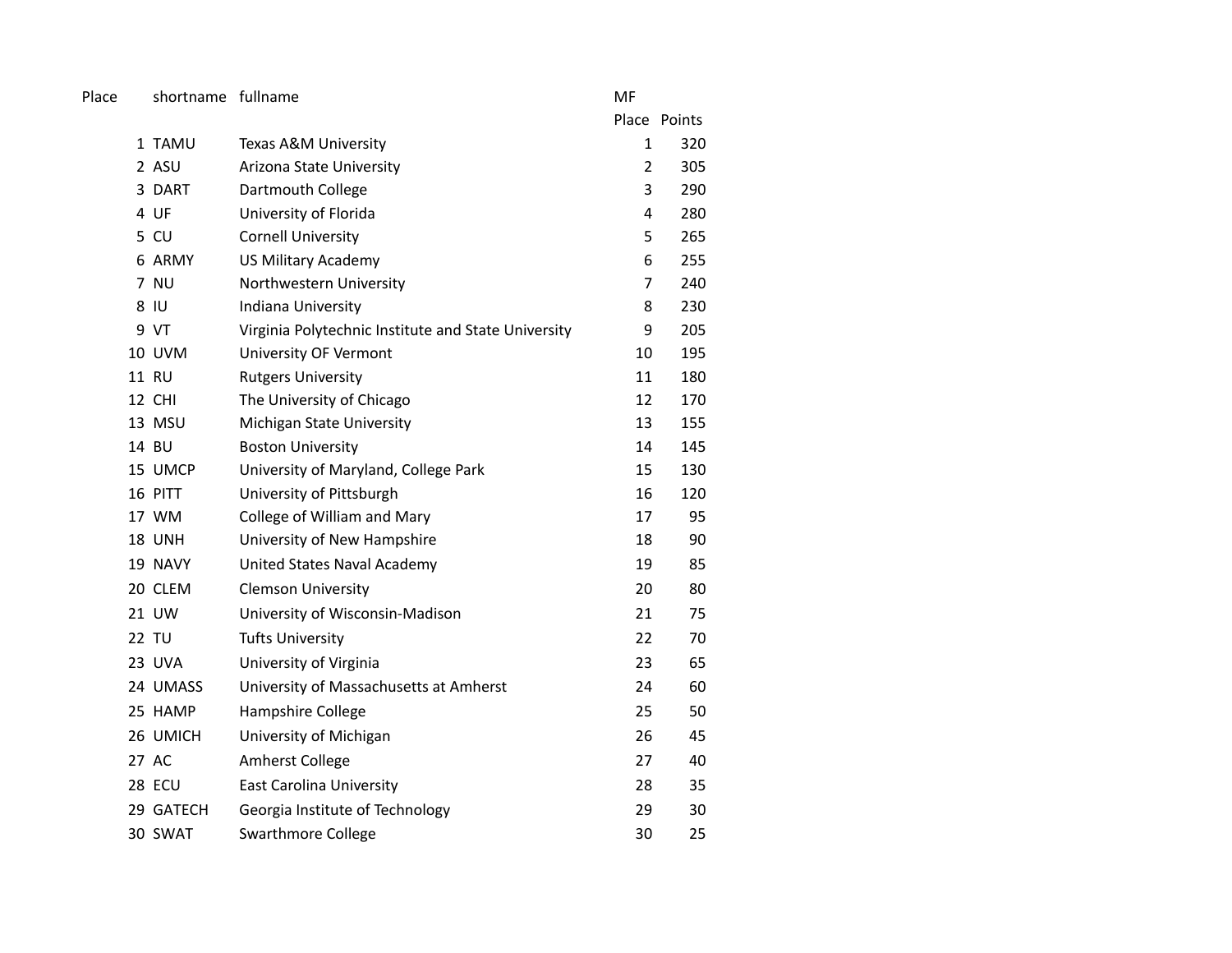| Place | shortname | fullname | MF Place | Points |
|---|---|---|---|---|
| 1 | TAMU | Texas A&M University | 1 | 320 |
| 2 | ASU | Arizona State University | 2 | 305 |
| 3 | DART | Dartmouth College | 3 | 290 |
| 4 | UF | University of Florida | 4 | 280 |
| 5 | CU | Cornell University | 5 | 265 |
| 6 | ARMY | US Military Academy | 6 | 255 |
| 7 | NU | Northwestern University | 7 | 240 |
| 8 | IU | Indiana University | 8 | 230 |
| 9 | VT | Virginia Polytechnic Institute and State University | 9 | 205 |
| 10 | UVM | University OF Vermont | 10 | 195 |
| 11 | RU | Rutgers University | 11 | 180 |
| 12 | CHI | The University of Chicago | 12 | 170 |
| 13 | MSU | Michigan State University | 13 | 155 |
| 14 | BU | Boston University | 14 | 145 |
| 15 | UMCP | University of Maryland, College Park | 15 | 130 |
| 16 | PITT | University of Pittsburgh | 16 | 120 |
| 17 | WM | College of William and Mary | 17 | 95 |
| 18 | UNH | University of New Hampshire | 18 | 90 |
| 19 | NAVY | United States Naval Academy | 19 | 85 |
| 20 | CLEM | Clemson University | 20 | 80 |
| 21 | UW | University of Wisconsin-Madison | 21 | 75 |
| 22 | TU | Tufts University | 22 | 70 |
| 23 | UVA | University of Virginia | 23 | 65 |
| 24 | UMASS | University of Massachusetts at Amherst | 24 | 60 |
| 25 | HAMP | Hampshire College | 25 | 50 |
| 26 | UMICH | University of Michigan | 26 | 45 |
| 27 | AC | Amherst College | 27 | 40 |
| 28 | ECU | East Carolina University | 28 | 35 |
| 29 | GATECH | Georgia Institute of Technology | 29 | 30 |
| 30 | SWAT | Swarthmore College | 30 | 25 |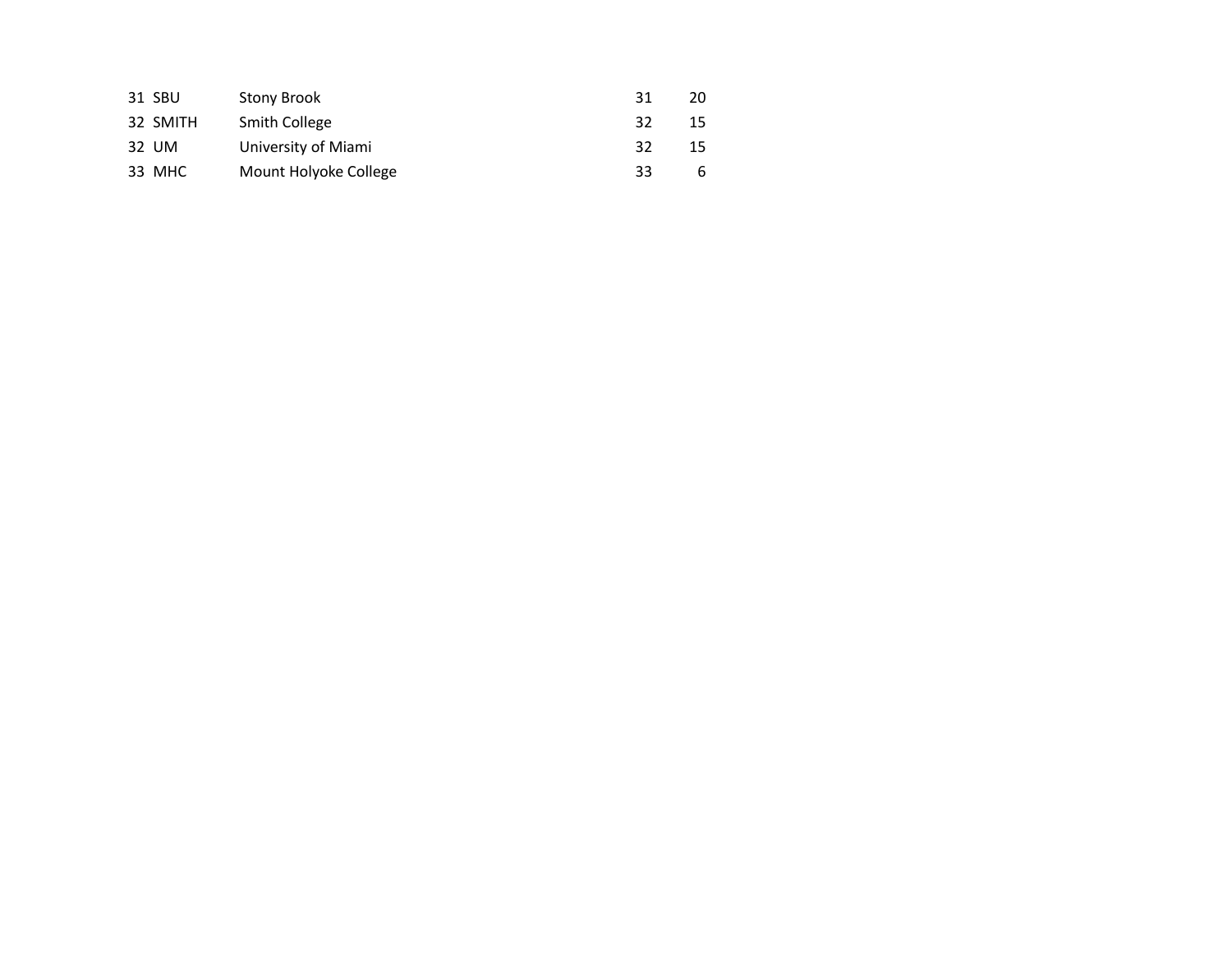| | | | | |
|---|---|---|---|---|
| 31 | SBU | Stony Brook | 31 | 20 |
| 32 | SMITH | Smith College | 32 | 15 |
| 32 | UM | University of Miami | 32 | 15 |
| 33 | MHC | Mount Holyoke College | 33 | 6 |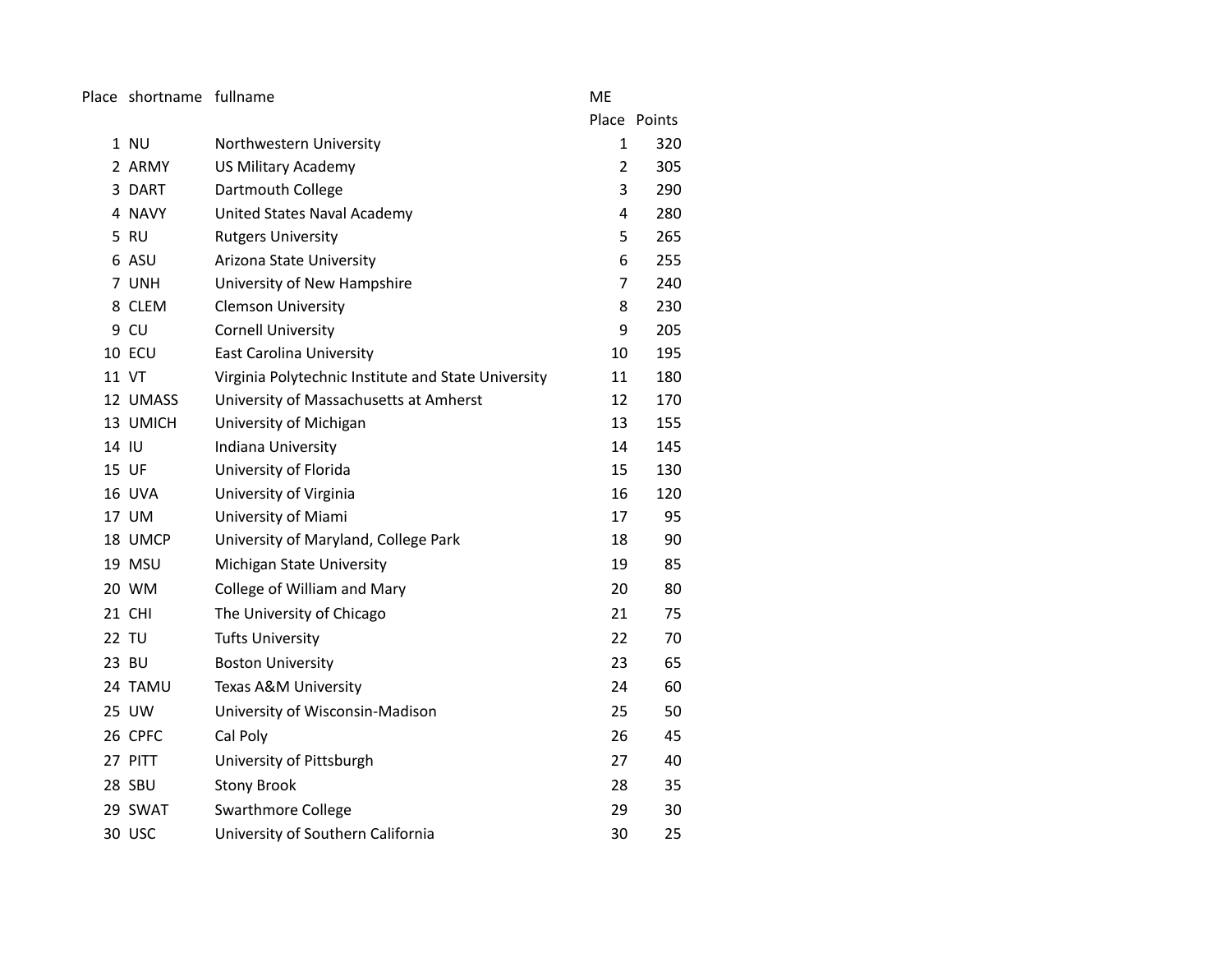| Place | shortname | fullname | ME Place | Points |
|---|---|---|---|---|
| 1 | NU | Northwestern University | 1 | 320 |
| 2 | ARMY | US Military Academy | 2 | 305 |
| 3 | DART | Dartmouth College | 3 | 290 |
| 4 | NAVY | United States Naval Academy | 4 | 280 |
| 5 | RU | Rutgers University | 5 | 265 |
| 6 | ASU | Arizona State University | 6 | 255 |
| 7 | UNH | University of New Hampshire | 7 | 240 |
| 8 | CLEM | Clemson University | 8 | 230 |
| 9 | CU | Cornell University | 9 | 205 |
| 10 | ECU | East Carolina University | 10 | 195 |
| 11 | VT | Virginia Polytechnic Institute and State University | 11 | 180 |
| 12 | UMASS | University of Massachusetts at Amherst | 12 | 170 |
| 13 | UMICH | University of Michigan | 13 | 155 |
| 14 | IU | Indiana University | 14 | 145 |
| 15 | UF | University of Florida | 15 | 130 |
| 16 | UVA | University of Virginia | 16 | 120 |
| 17 | UM | University of Miami | 17 | 95 |
| 18 | UMCP | University of Maryland, College Park | 18 | 90 |
| 19 | MSU | Michigan State University | 19 | 85 |
| 20 | WM | College of William and Mary | 20 | 80 |
| 21 | CHI | The University of Chicago | 21 | 75 |
| 22 | TU | Tufts University | 22 | 70 |
| 23 | BU | Boston University | 23 | 65 |
| 24 | TAMU | Texas A&M University | 24 | 60 |
| 25 | UW | University of Wisconsin-Madison | 25 | 50 |
| 26 | CPFC | Cal Poly | 26 | 45 |
| 27 | PITT | University of Pittsburgh | 27 | 40 |
| 28 | SBU | Stony Brook | 28 | 35 |
| 29 | SWAT | Swarthmore College | 29 | 30 |
| 30 | USC | University of Southern California | 30 | 25 |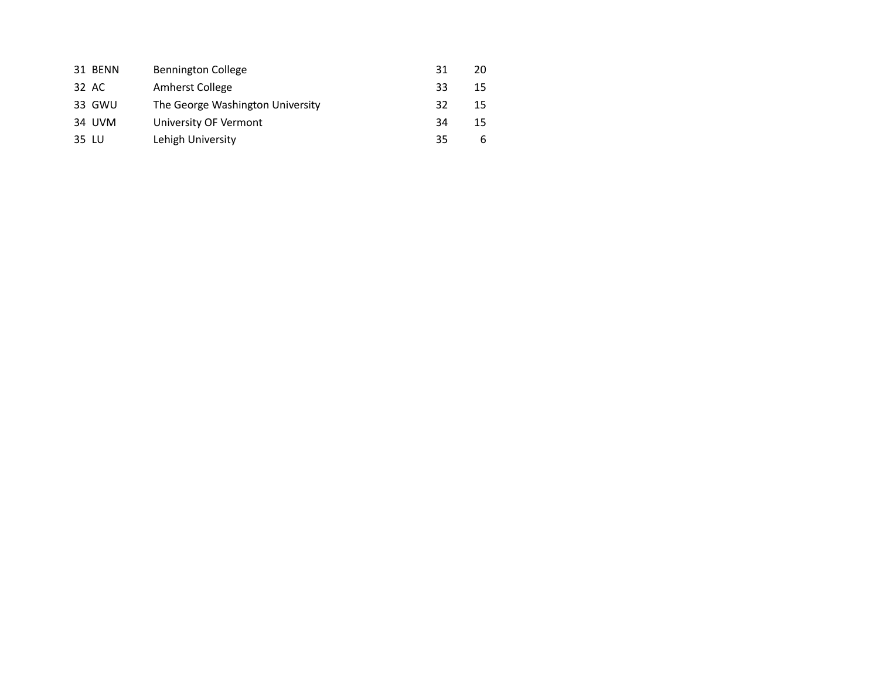| | | | | |
|---|---|---|---|---|
| 31 | BENN | Bennington College | 31 | 20 |
| 32 | AC | Amherst College | 33 | 15 |
| 33 | GWU | The George Washington University | 32 | 15 |
| 34 | UVM | University OF Vermont | 34 | 15 |
| 35 | LU | Lehigh University | 35 | 6 |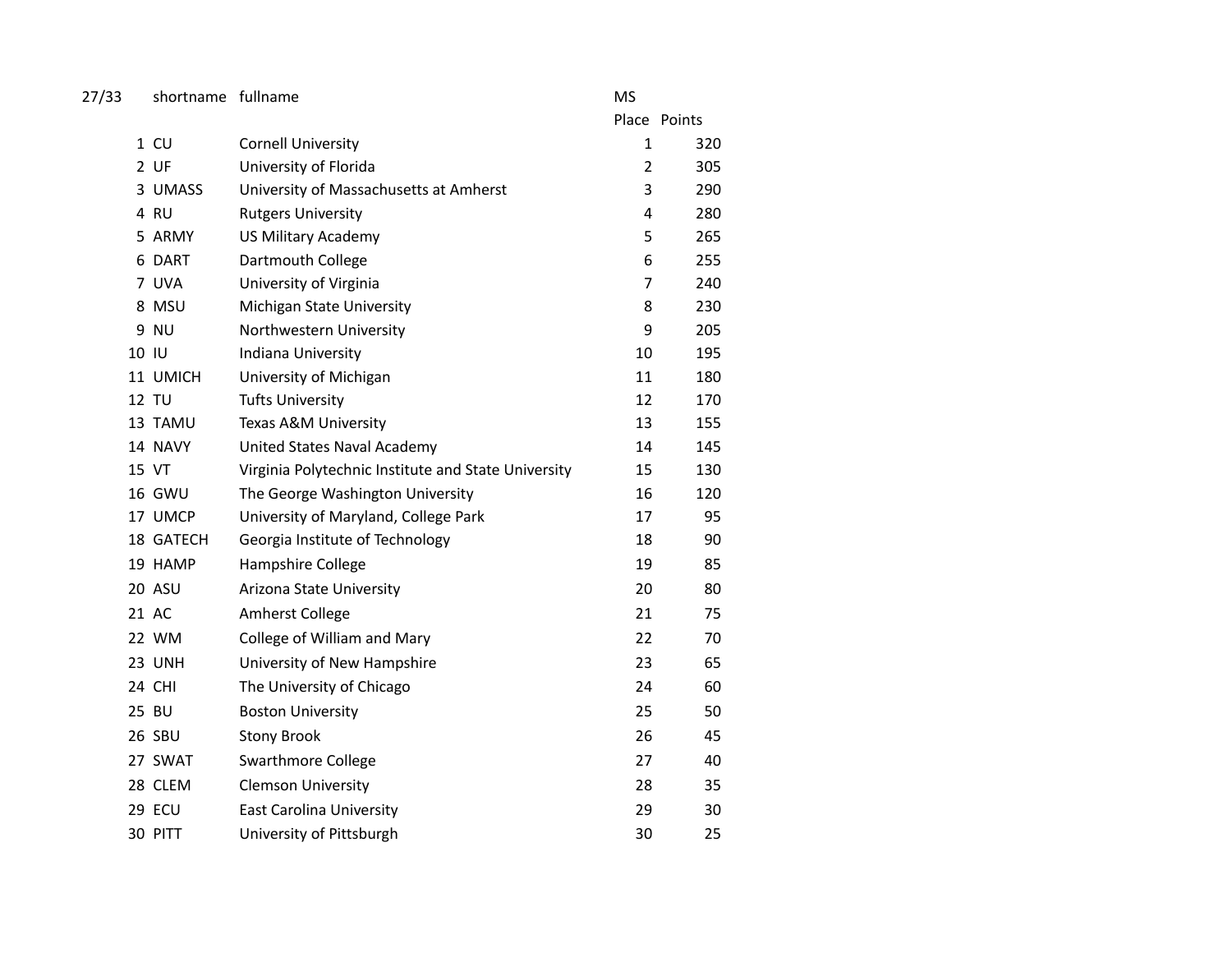| 27/33 | shortname | fullname | MS Place | Points |
|---|---|---|---|---|
| 1 | CU | Cornell University | 1 | 320 |
| 2 | UF | University of Florida | 2 | 305 |
| 3 | UMASS | University of Massachusetts at Amherst | 3 | 290 |
| 4 | RU | Rutgers University | 4 | 280 |
| 5 | ARMY | US Military Academy | 5 | 265 |
| 6 | DART | Dartmouth College | 6 | 255 |
| 7 | UVA | University of Virginia | 7 | 240 |
| 8 | MSU | Michigan State University | 8 | 230 |
| 9 | NU | Northwestern University | 9 | 205 |
| 10 | IU | Indiana University | 10 | 195 |
| 11 | UMICH | University of Michigan | 11 | 180 |
| 12 | TU | Tufts University | 12 | 170 |
| 13 | TAMU | Texas A&M University | 13 | 155 |
| 14 | NAVY | United States Naval Academy | 14 | 145 |
| 15 | VT | Virginia Polytechnic Institute and State University | 15 | 130 |
| 16 | GWU | The George Washington University | 16 | 120 |
| 17 | UMCP | University of Maryland, College Park | 17 | 95 |
| 18 | GATECH | Georgia Institute of Technology | 18 | 90 |
| 19 | HAMP | Hampshire College | 19 | 85 |
| 20 | ASU | Arizona State University | 20 | 80 |
| 21 | AC | Amherst College | 21 | 75 |
| 22 | WM | College of William and Mary | 22 | 70 |
| 23 | UNH | University of New Hampshire | 23 | 65 |
| 24 | CHI | The University of Chicago | 24 | 60 |
| 25 | BU | Boston University | 25 | 50 |
| 26 | SBU | Stony Brook | 26 | 45 |
| 27 | SWAT | Swarthmore College | 27 | 40 |
| 28 | CLEM | Clemson University | 28 | 35 |
| 29 | ECU | East Carolina University | 29 | 30 |
| 30 | PITT | University of Pittsburgh | 30 | 25 |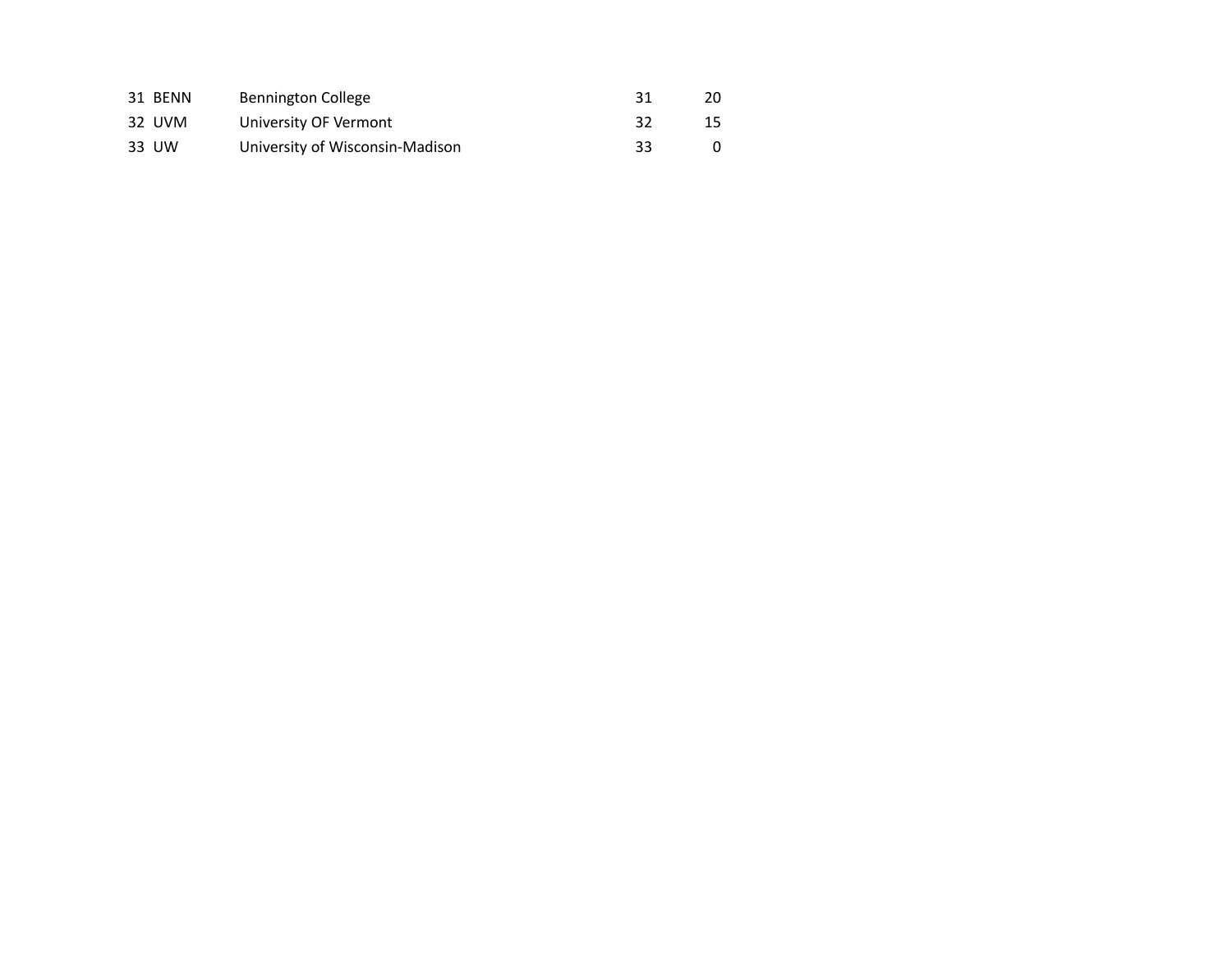| | | | | |
|---|---|---|---|---|
| 31 | BENN | Bennington College | 31 | 20 |
| 32 | UVM | University OF Vermont | 32 | 15 |
| 33 | UW | University of Wisconsin-Madison | 33 | 0 |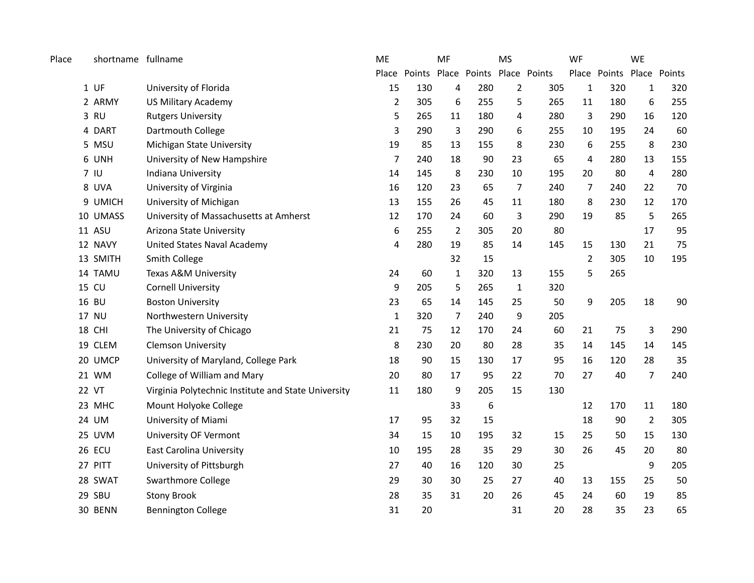| Place | shortname | fullname | ME | | MF | | MS | | WF | | WE | |
|---|---|---|---|---|---|---|---|---|---|---|---|---|
| | | | Place | Points | Place | Points | Place | Points | Place | Points | Place | Points |
| 1 | UF | University of Florida | 15 | 130 | 4 | 280 | 2 | 305 | 1 | 320 | 1 | 320 |
| 2 | ARMY | US Military Academy | 2 | 305 | 6 | 255 | 5 | 265 | 11 | 180 | 6 | 255 |
| 3 | RU | Rutgers University | 5 | 265 | 11 | 180 | 4 | 280 | 3 | 290 | 16 | 120 |
| 4 | DART | Dartmouth College | 3 | 290 | 3 | 290 | 6 | 255 | 10 | 195 | 24 | 60 |
| 5 | MSU | Michigan State University | 19 | 85 | 13 | 155 | 8 | 230 | 6 | 255 | 8 | 230 |
| 6 | UNH | University of New Hampshire | 7 | 240 | 18 | 90 | 23 | 65 | 4 | 280 | 13 | 155 |
| 7 | IU | Indiana University | 14 | 145 | 8 | 230 | 10 | 195 | 20 | 80 | 4 | 280 |
| 8 | UVA | University of Virginia | 16 | 120 | 23 | 65 | 7 | 240 | 7 | 240 | 22 | 70 |
| 9 | UMICH | University of Michigan | 13 | 155 | 26 | 45 | 11 | 180 | 8 | 230 | 12 | 170 |
| 10 | UMASS | University of Massachusetts at Amherst | 12 | 170 | 24 | 60 | 3 | 290 | 19 | 85 | 5 | 265 |
| 11 | ASU | Arizona State University | 6 | 255 | 2 | 305 | 20 | 80 | | | 17 | 95 |
| 12 | NAVY | United States Naval Academy | 4 | 280 | 19 | 85 | 14 | 145 | 15 | 130 | 21 | 75 |
| 13 | SMITH | Smith College | | | 32 | 15 | | | 2 | 305 | 10 | 195 |
| 14 | TAMU | Texas A&M University | 24 | 60 | 1 | 320 | 13 | 155 | 5 | 265 | | |
| 15 | CU | Cornell University | 9 | 205 | 5 | 265 | 1 | 320 | | | | |
| 16 | BU | Boston University | 23 | 65 | 14 | 145 | 25 | 50 | 9 | 205 | 18 | 90 |
| 17 | NU | Northwestern University | 1 | 320 | 7 | 240 | 9 | 205 | | | | |
| 18 | CHI | The University of Chicago | 21 | 75 | 12 | 170 | 24 | 60 | 21 | 75 | 3 | 290 |
| 19 | CLEM | Clemson University | 8 | 230 | 20 | 80 | 28 | 35 | 14 | 145 | 14 | 145 |
| 20 | UMCP | University of Maryland, College Park | 18 | 90 | 15 | 130 | 17 | 95 | 16 | 120 | 28 | 35 |
| 21 | WM | College of William and Mary | 20 | 80 | 17 | 95 | 22 | 70 | 27 | 40 | 7 | 240 |
| 22 | VT | Virginia Polytechnic Institute and State University | 11 | 180 | 9 | 205 | 15 | 130 | | | | |
| 23 | MHC | Mount Holyoke College | | | 33 | 6 | | | 12 | 170 | 11 | 180 |
| 24 | UM | University of Miami | 17 | 95 | 32 | 15 | | | 18 | 90 | 2 | 305 |
| 25 | UVM | University OF Vermont | 34 | 15 | 10 | 195 | 32 | 15 | 25 | 50 | 15 | 130 |
| 26 | ECU | East Carolina University | 10 | 195 | 28 | 35 | 29 | 30 | 26 | 45 | 20 | 80 |
| 27 | PITT | University of Pittsburgh | 27 | 40 | 16 | 120 | 30 | 25 | | | 9 | 205 |
| 28 | SWAT | Swarthmore College | 29 | 30 | 30 | 25 | 27 | 40 | 13 | 155 | 25 | 50 |
| 29 | SBU | Stony Brook | 28 | 35 | 31 | 20 | 26 | 45 | 24 | 60 | 19 | 85 |
| 30 | BENN | Bennington College | 31 | 20 | | | 31 | 20 | 28 | 35 | 23 | 65 |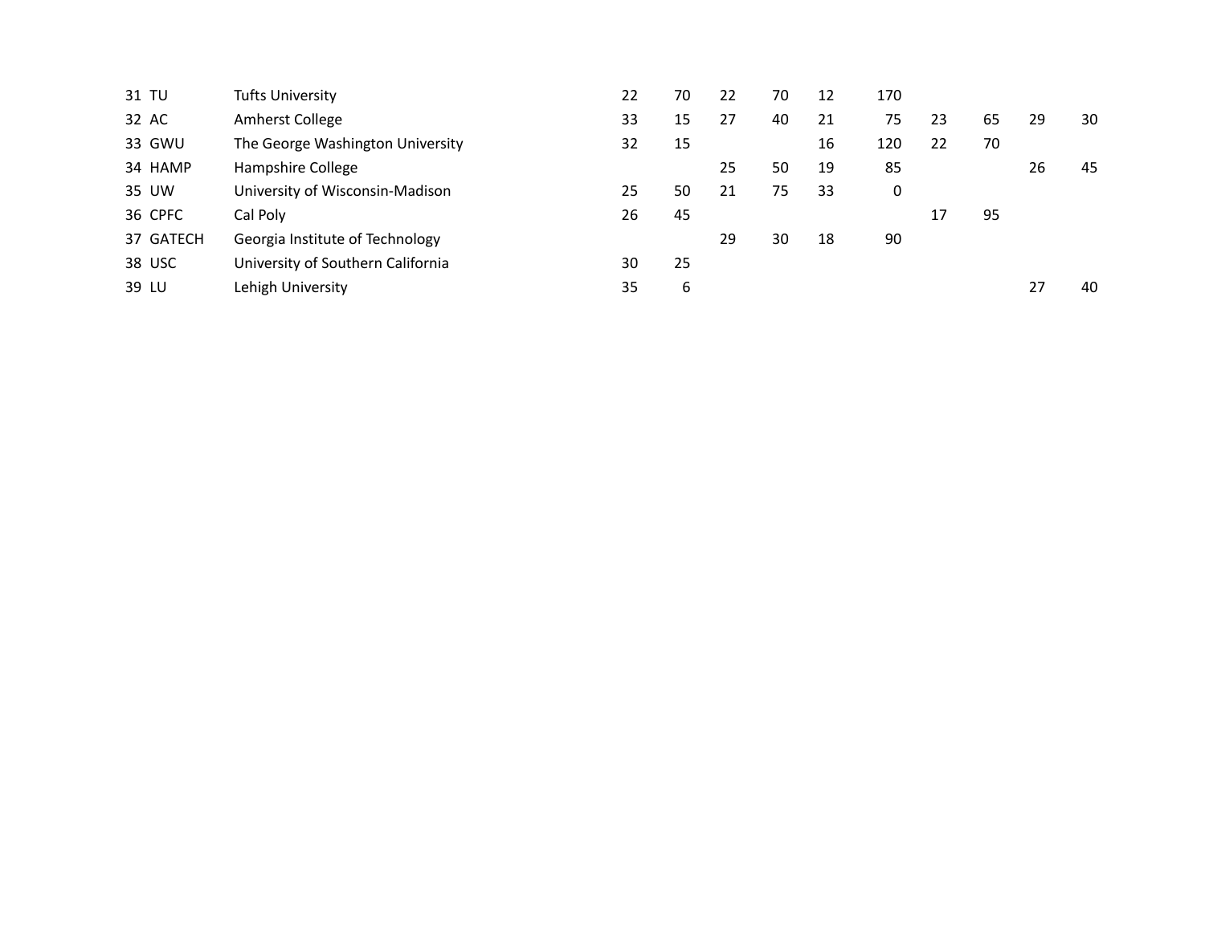| | | | | | | | | | | | | |
|---|---|---|---|---|---|---|---|---|---|---|---|---|
| 31 | TU | Tufts University | 22 | 70 | 22 | 70 | 12 | 170 | | | | |
| 32 | AC | Amherst College | 33 | 15 | 27 | 40 | 21 | 75 | 23 | 65 | 29 | 30 |
| 33 | GWU | The George Washington University | 32 | 15 | | | 16 | 120 | 22 | 70 | | |
| 34 | HAMP | Hampshire College | | | 25 | 50 | 19 | 85 | | | 26 | 45 |
| 35 | UW | University of Wisconsin-Madison | 25 | 50 | 21 | 75 | 33 | 0 | | | | |
| 36 | CPFC | Cal Poly | 26 | 45 | | | | | 17 | 95 | | |
| 37 | GATECH | Georgia Institute of Technology | | | 29 | 30 | 18 | 90 | | | | |
| 38 | USC | University of Southern California | 30 | 25 | | | | | | | | |
| 39 | LU | Lehigh University | 35 | 6 | | | | | | | 27 | 40 |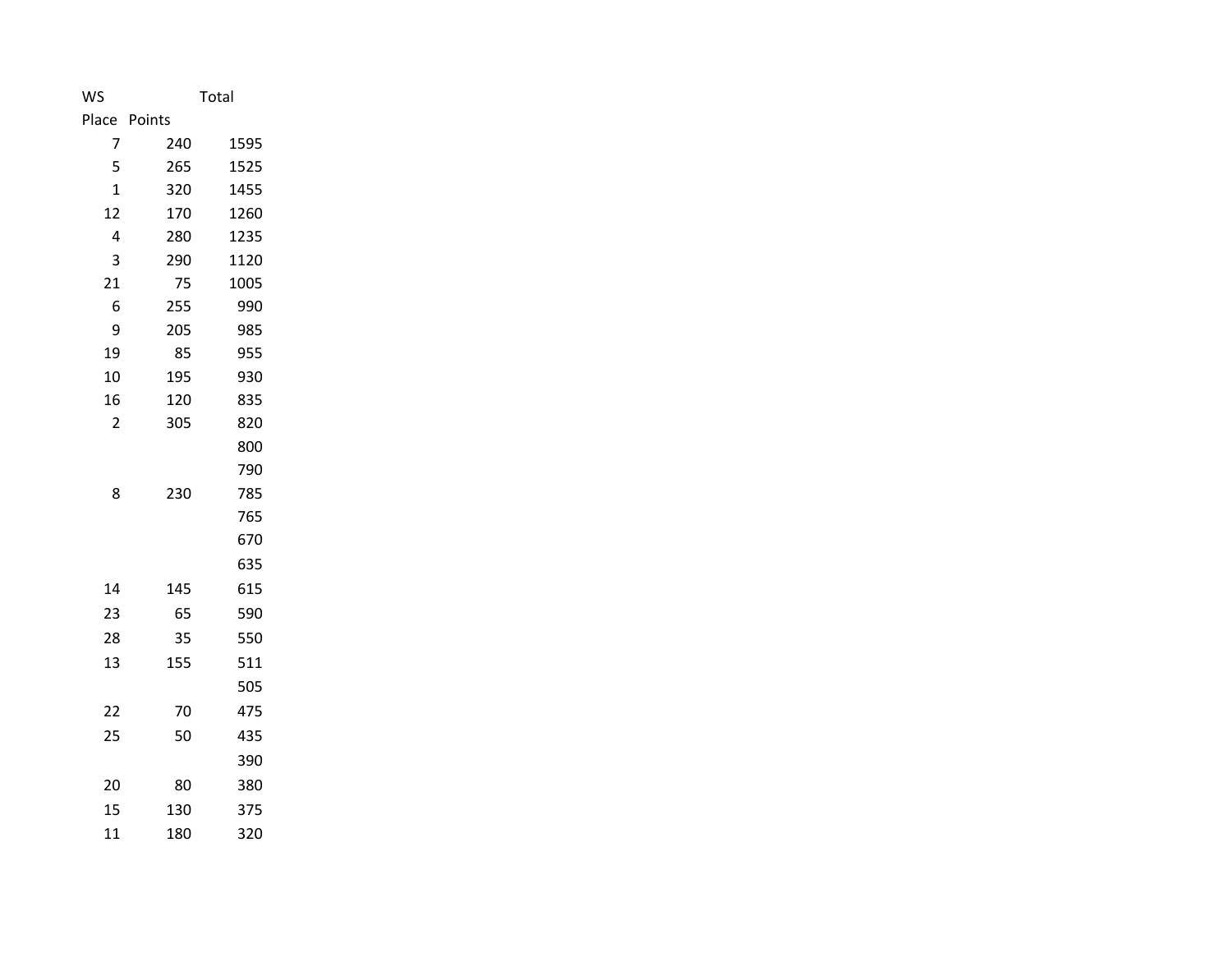| WS Place | Points | Total |
|---|---|---|
| 7 | 240 | 1595 |
| 5 | 265 | 1525 |
| 1 | 320 | 1455 |
| 12 | 170 | 1260 |
| 4 | 280 | 1235 |
| 3 | 290 | 1120 |
| 21 | 75 | 1005 |
| 6 | 255 | 990 |
| 9 | 205 | 985 |
| 19 | 85 | 955 |
| 10 | 195 | 930 |
| 16 | 120 | 835 |
| 2 | 305 | 820 |
| | | 800 |
| | | 790 |
| 8 | 230 | 785 |
| | | 765 |
| | | 670 |
| | | 635 |
| 14 | 145 | 615 |
| 23 | 65 | 590 |
| 28 | 35 | 550 |
| 13 | 155 | 511 |
| | | 505 |
| 22 | 70 | 475 |
| 25 | 50 | 435 |
| | | 390 |
| 20 | 80 | 380 |
| 15 | 130 | 375 |
| 11 | 180 | 320 |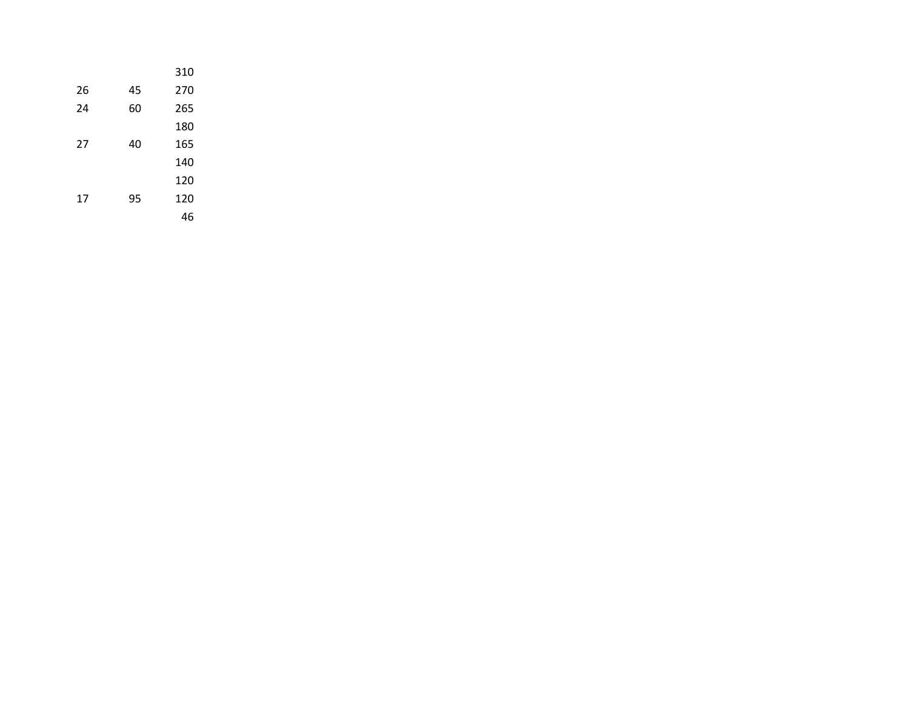| | | |
|---|---|---|
| | | 310 |
| 26 | 45 | 270 |
| 24 | 60 | 265 |
| | | 180 |
| 27 | 40 | 165 |
| | | 140 |
| | | 120 |
| 17 | 95 | 120 |
| | | 46 |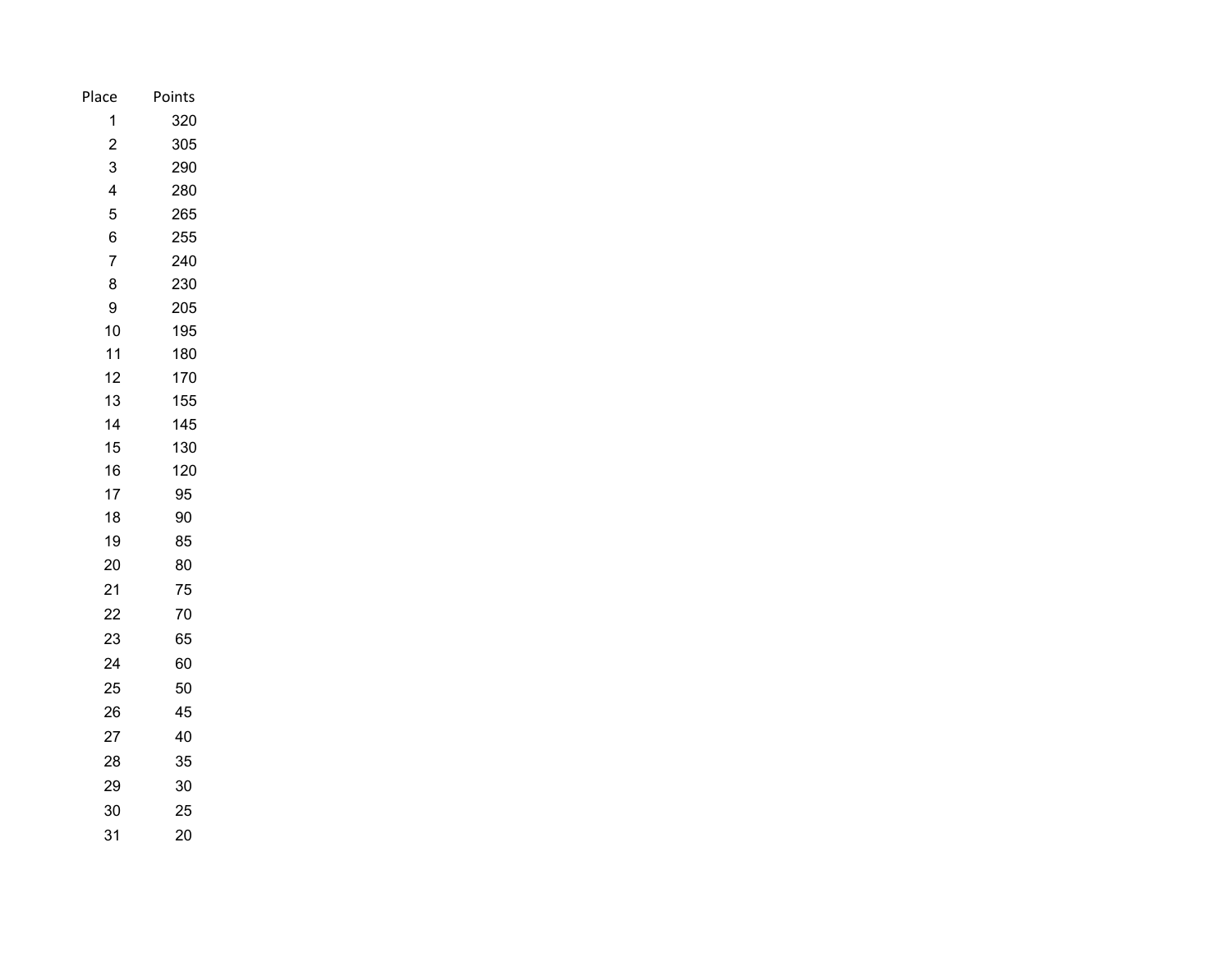| Place | Points |
|---|---|
| 1 | 320 |
| 2 | 305 |
| 3 | 290 |
| 4 | 280 |
| 5 | 265 |
| 6 | 255 |
| 7 | 240 |
| 8 | 230 |
| 9 | 205 |
| 10 | 195 |
| 11 | 180 |
| 12 | 170 |
| 13 | 155 |
| 14 | 145 |
| 15 | 130 |
| 16 | 120 |
| 17 | 95 |
| 18 | 90 |
| 19 | 85 |
| 20 | 80 |
| 21 | 75 |
| 22 | 70 |
| 23 | 65 |
| 24 | 60 |
| 25 | 50 |
| 26 | 45 |
| 27 | 40 |
| 28 | 35 |
| 29 | 30 |
| 30 | 25 |
| 31 | 20 |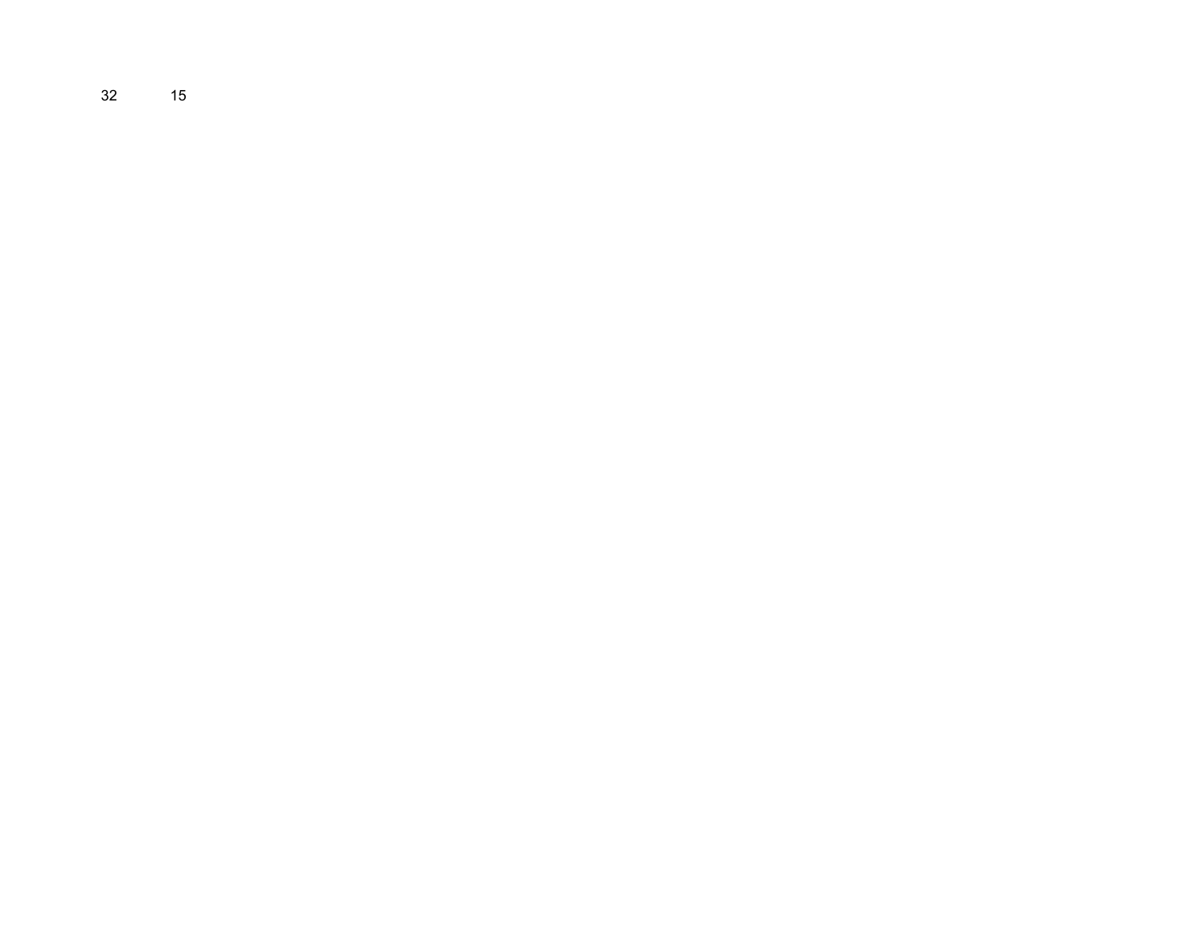32 15